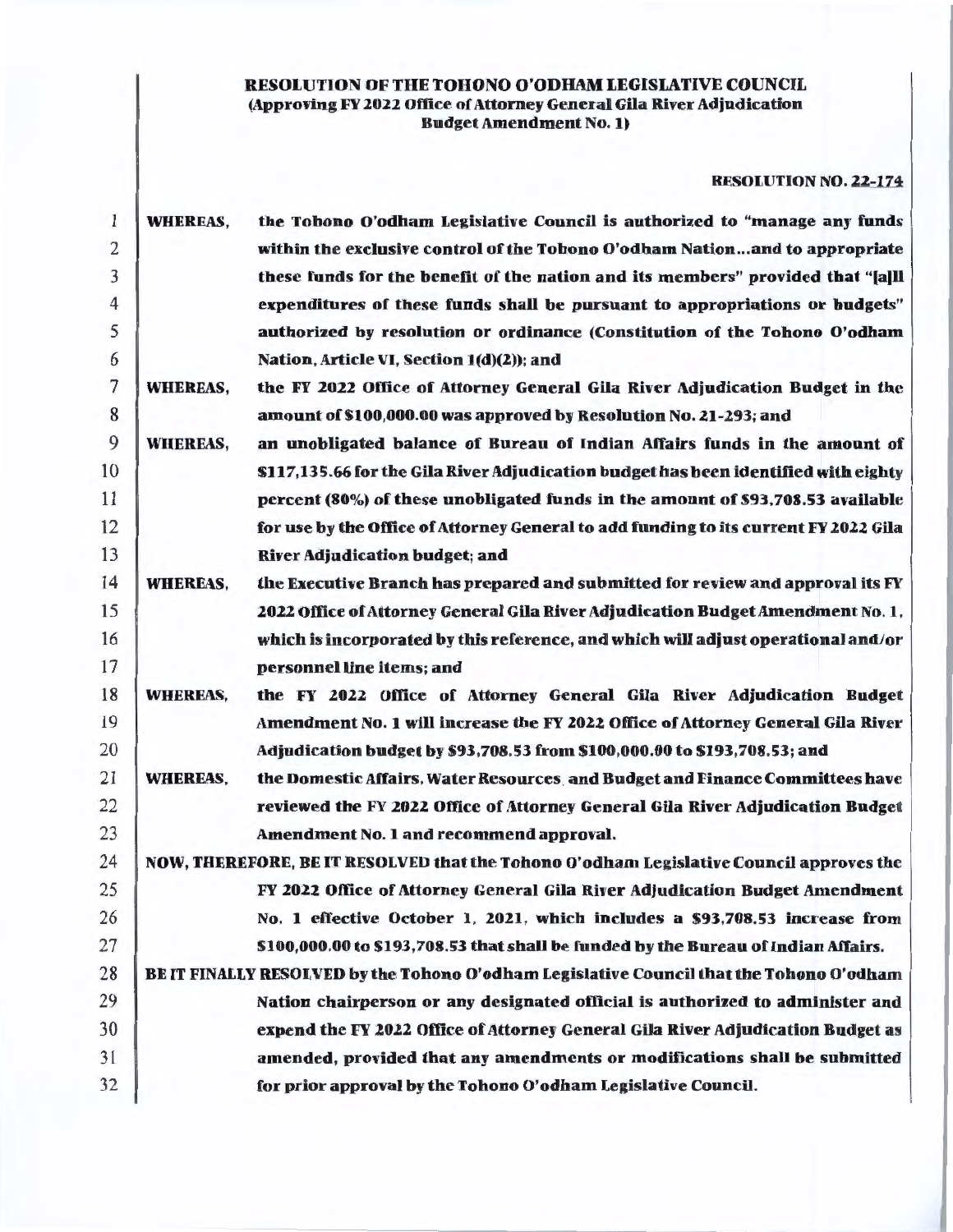**RESOLUTION OF THE TOHONO O'ODHAM LEGISLATIVE COUNCIL**
**(Approving FY 2022 Office of Attorney General Gila River Adjudication Budget Amendment No. 1)**

**RESOLUTION NO. 22-174**

1 **WHEREAS,** the Tohono O'odham Legislative Council is authorized to "manage any funds
2 within the exclusive control of the Tohono O'odham Nation...and to appropriate
3 these funds for the benefit of the nation and its members" provided that "[a]ll
4 expenditures of these funds shall be pursuant to appropriations or budgets"
5 authorized by resolution or ordinance (Constitution of the Tohono O'odham
6 Nation, Article VI, Section 1(d)(2)); and

7 **WHEREAS,** the FY 2022 Office of Attorney General Gila River Adjudication Budget in the
8 amount of $100,000.00 was approved by Resolution No. 21-293; and

9 **WHEREAS,** an unobligated balance of Bureau of Indian Affairs funds in the amount of
10 $117,135.66 for the Gila River Adjudication budget has been identified with eighty
11 percent (80%) of these unobligated funds in the amount of $93,708.53 available
12 for use by the Office of Attorney General to add funding to its current FY 2022 Gila
13 River Adjudication budget; and

14 **WHEREAS,** the Executive Branch has prepared and submitted for review and approval its FY
15 2022 Office of Attorney General Gila River Adjudication Budget Amendment No. 1,
16 which is incorporated by this reference, and which will adjust operational and/or
17 personnel line items; and

18 **WHEREAS,** the FY 2022 Office of Attorney General Gila River Adjudication Budget
19 Amendment No. 1 will increase the FY 2022 Office of Attorney General Gila River
20 Adjudication budget by $93,708.53 from $100,000.00 to $193,708.53; and

21 **WHEREAS,** the Domestic Affairs, Water Resources and Budget and Finance Committees have
22 reviewed the FY 2022 Office of Attorney General Gila River Adjudication Budget
23 Amendment No. 1 and recommend approval.

24 **NOW, THEREFORE, BE IT RESOLVED** that the Tohono O'odham Legislative Council approves the
25 FY 2022 Office of Attorney General Gila River Adjudication Budget Amendment
26 No. 1 effective October 1, 2021, which includes a $93,708.53 increase from
27 $100,000.00 to $193,708.53 that shall be funded by the Bureau of Indian Affairs.

28 **BE IT FINALLY RESOLVED** by the Tohono O'odham Legislative Council that the Tohono O'odham
29 Nation chairperson or any designated official is authorized to administer and
30 expend the FY 2022 Office of Attorney General Gila River Adjudication Budget as
31 amended, provided that any amendments or modifications shall be submitted
32 for prior approval by the Tohono O'odham Legislative Council.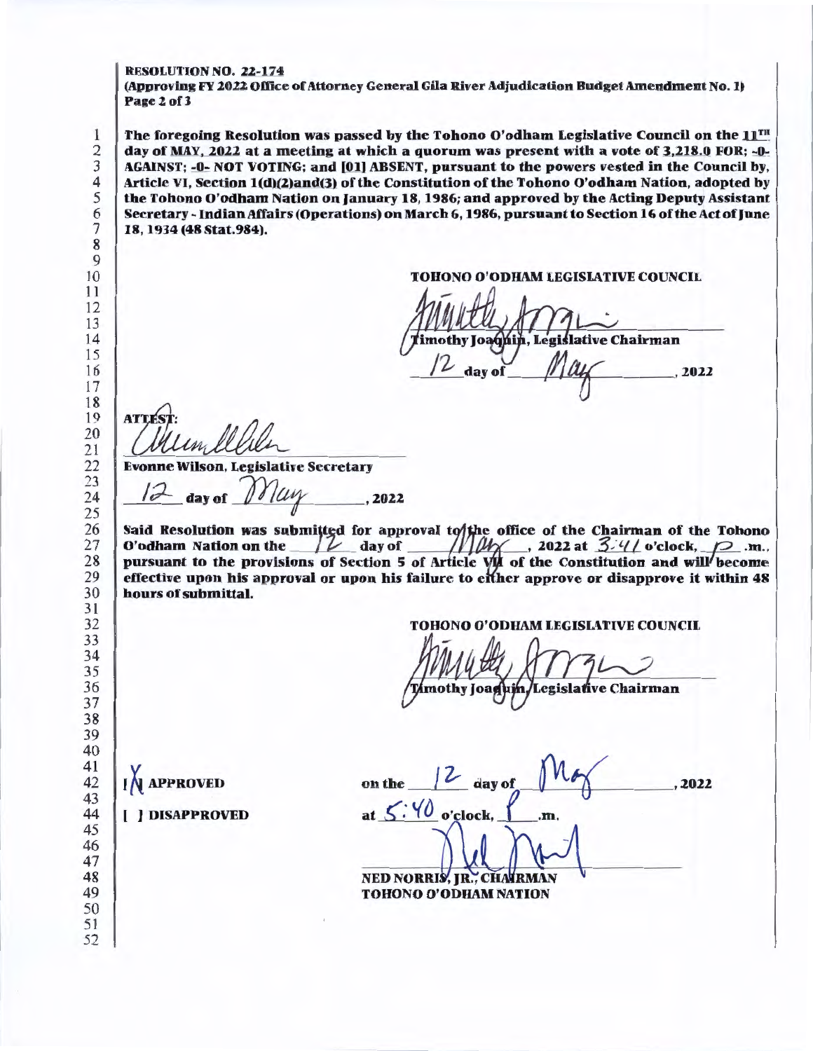**RESOLUTION NO. 22-174**
**(Approving FY 2022 Office of Attorney General Gila River Adjudication Budget Amendment No. 1)**

**The foregoing Resolution was passed by the Tohono O'odham Legislative Council on the 11TH day of MAY, 2022 at a meeting at which a quorum was present with a vote of 3,218.0 FOR; -0- AGAINST; -0- NOT VOTING; and [01] ABSENT, pursuant to the powers vested in the Council by, Article VI, Section 1(d)(2)and(3) of the Constitution of the Tohono O'odham Nation, adopted by the Tohono O'odham Nation on January 18, 1986; and approved by the Acting Deputy Assistant Secretary - Indian Affairs (Operations) on March 6, 1986, pursuant to Section 16 of the Act of June 18, 1934 (48 Stat.984).**

**TOHONO O'ODHAM LEGISLATIVE COUNCIL**

**Timothy Joaquin, Legislative Chairman**

12 **day of** May, **2022**

**ATTEST:**

**Evonne Wilson, Legislative Secretary**

12 **day of** May, **2022**

**Said Resolution was submitted for approval to the office of the Chairman of the Tohono O'odham Nation on the** 12 **day of** May, **2022 at** 3:41 **o'clock,** p **.m., pursuant to the provisions of Section 5 of Article VII of the Constitution and will become effective upon his approval or upon his failure to either approve or disapprove it within 48 hours of submittal.**

**TOHONO O'ODHAM LEGISLATIVE COUNCIL**

**Timothy Joaquin, Legislative Chairman**

**[X] APPROVED** **on the** 12 **day of** May, **2022**

**[ ] DISAPPROVED** **at** 5:40 **o'clock,** P **.m.**

**NED NORRIS, JR., CHAIRMAN**
**TOHONO O'ODHAM NATION**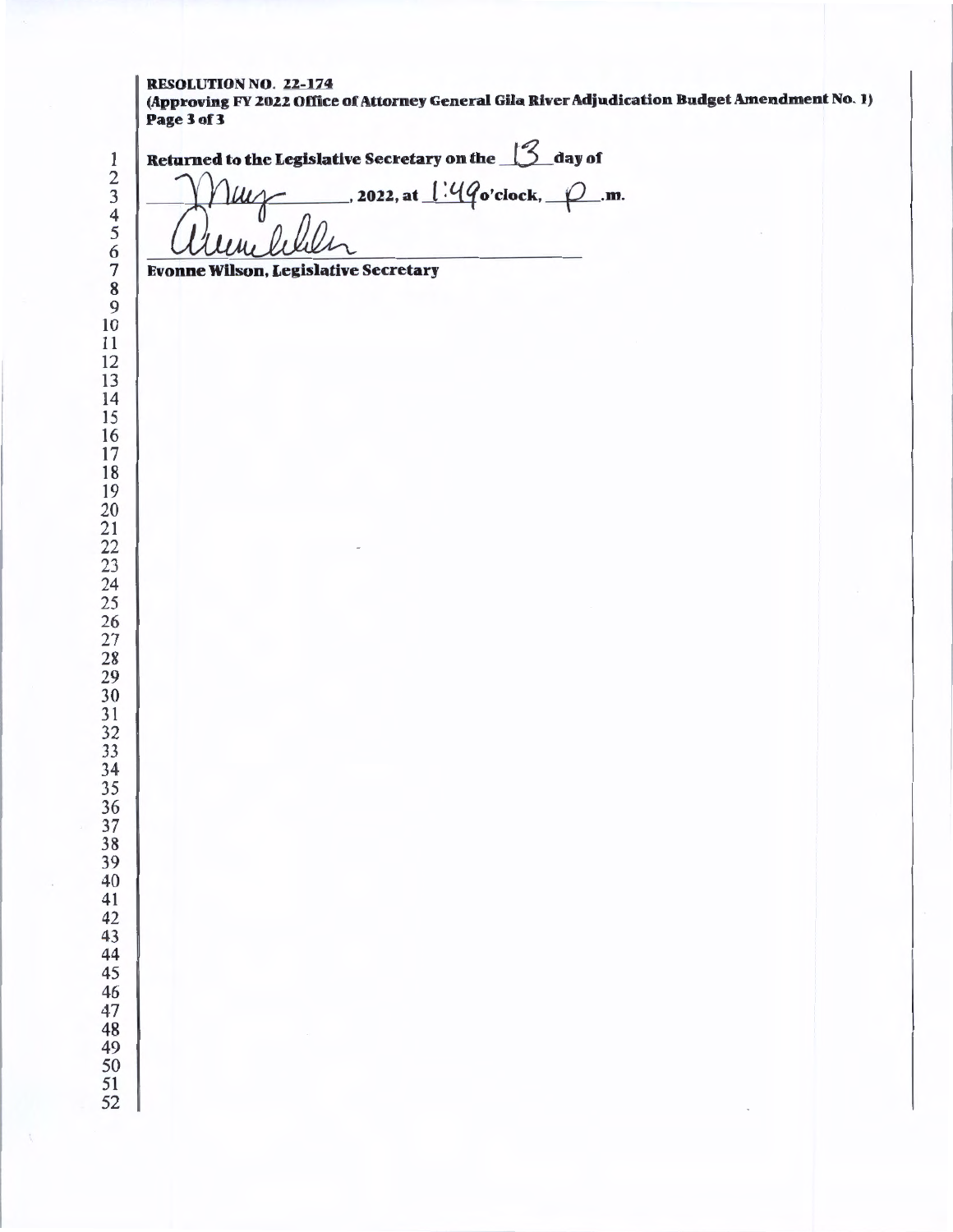**RESOLUTION NO. 22-174**
**(Approving FY 2022 Office of Attorney General Gila River Adjudication Budget Amendment No. 1)**
**Page 3 of 3**

**Returned to the Legislative Secretary on the** 13 **day of**

May **, 2022, at** 1:49 **o'clock,** p **.m.**

[Signature]

**Evonne Wilson, Legislative Secretary**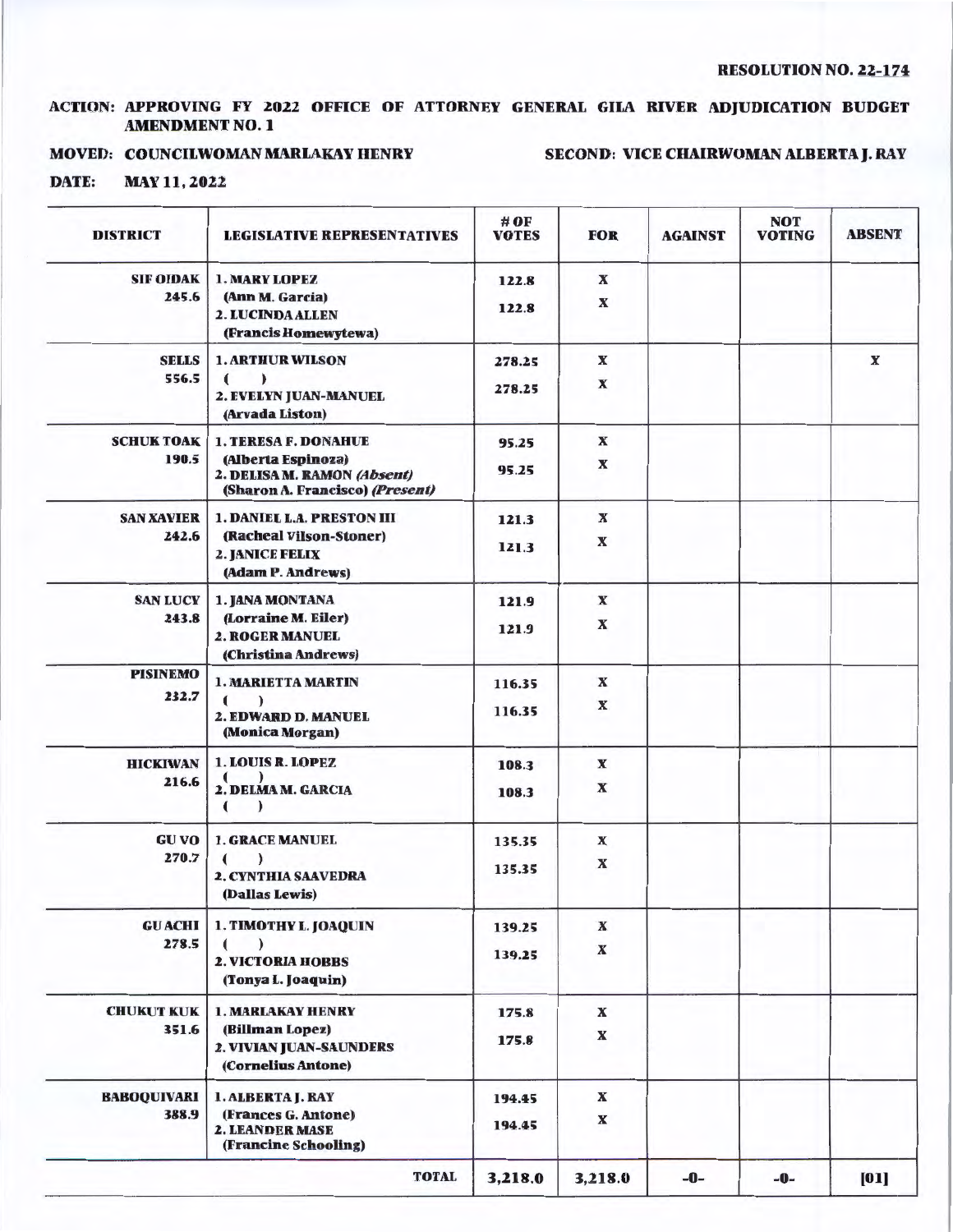**RESOLUTION NO. 22-174**

**ACTION: APPROVING FY 2022 OFFICE OF ATTORNEY GENERAL GILA RIVER ADJUDICATION BUDGET AMENDMENT NO. 1**

**MOVED: COUNCILWOMAN MARLAKAY HENRY** **SECOND: VICE CHAIRWOMAN ALBERTA J. RAY**

**DATE: MAY 11, 2022**

| DISTRICT | LEGISLATIVE REPRESENTATIVES | # OF VOTES | FOR | AGAINST | NOT VOTING | ABSENT |
|---|---|---|---|---|---|---|
| SIF OIDAK 245.6 | 1. MARY LOPEZ (Ann M. Garcia) 2. LUCINDA ALLEN (Francis Homewytewa) | 122.8 122.8 | X X | | | |
| SELLS 556.5 | 1. ARTHUR WILSON ( ) 2. EVELYN JUAN-MANUEL (Arvada Liston) | 278.25 278.25 | X X | | | X |
| SCHUK TOAK 190.5 | 1. TERESA F. DONAHUE (Alberta Espinoza) 2. DELISA M. RAMON *(Absent)* (Sharon A. Francisco) *(Present)* | 95.25 95.25 | X X | | | |
| SAN XAVIER 242.6 | 1. DANIEL L.A. PRESTON III (Racheal Vilson-Stoner) 2. JANICE FELIX (Adam P. Andrews) | 121.3 121.3 | X X | | | |
| SAN LUCY 243.8 | 1. JANA MONTANA (Lorraine M. Eiler) 2. ROGER MANUEL (Christina Andrews) | 121.9 121.9 | X X | | | |
| PISINEMO 232.7 | 1. MARIETTA MARTIN ( ) 2. EDWARD D. MANUEL (Monica Morgan) | 116.35 116.35 | X X | | | |
| HICKIWAN 216.6 | 1. LOUIS R. LOPEZ ( ) 2. DELMA M. GARCIA ( ) | 108.3 108.3 | X X | | | |
| GU VO 270.7 | 1. GRACE MANUEL ( ) 2. CYNTHIA SAAVEDRA (Dallas Lewis) | 135.35 135.35 | X X | | | |
| GU ACHI 278.5 | 1. TIMOTHY L. JOAQUIN ( ) 2. VICTORIA HOBBS (Tonya L. Joaquin) | 139.25 139.25 | X X | | | |
| CHUKUT KUK 351.6 | 1. MARLAKAY HENRY (Billman Lopez) 2. VIVIAN JUAN-SAUNDERS (Cornelius Antone) | 175.8 175.8 | X X | | | |
| BABOQUIVARI 388.9 | 1. ALBERTA J. RAY (Frances G. Antone) 2. LEANDER MASE (Francine Schooling) | 194.45 194.45 | X X | | | |
| | TOTAL | 3,218.0 | 3,218.0 | -0- | -0- | [01] |